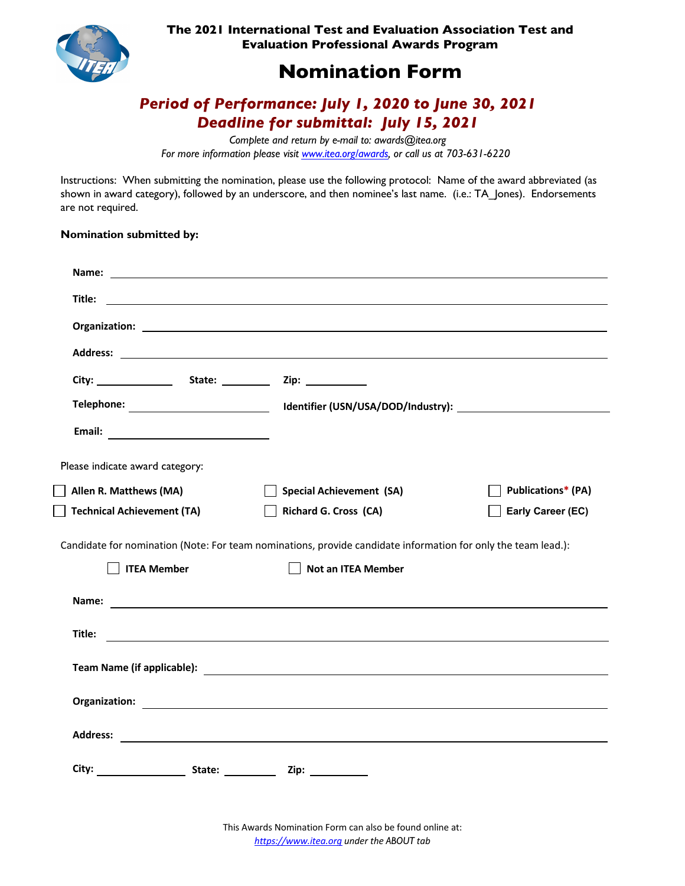# The 2021 International Test and Evaluation Association Test and Evaluation Professional Awards Program

# Nomination Form

## *Period of Performance: July 1, 2020 to June 30, 2021*
## *Deadline for submittal: July 15, 2021*

*Complete and return by e-mail to: awards@itea.org*
*For more information please visit [www.itea.org/awards](www.itea.org/awards), or call us at 703-631-6220*

Instructions: When submitting the nomination, please use the following protocol: Name of the award abbreviated (as shown in award category), followed by an underscore, and then nominee's last name. (i.e.: TA_Jones). Endorsements are not required.

**Nomination submitted by:**

**Name:** \_\_\_\_\_\_\_\_\_\_\_\_\_\_\_\_\_\_\_\_\_\_\_\_\_\_\_\_\_\_\_\_

**Title:** \_\_\_\_\_\_\_\_\_\_\_\_\_\_\_\_\_\_\_\_\_\_\_\_\_\_\_\_\_\_\_\_

**Organization:** \_\_\_\_\_\_\_\_\_\_\_\_\_\_\_\_\_\_\_\_\_\_\_\_\_\_\_\_\_\_\_\_

**Address:** \_\_\_\_\_\_\_\_\_\_\_\_\_\_\_\_\_\_\_\_\_\_\_\_\_\_\_\_\_\_\_\_

**City:** \_\_\_\_\_\_\_\_\_\_ **State:** \_\_\_\_\_\_\_ **Zip:** \_\_\_\_\_\_\_\_

**Telephone:** \_\_\_\_\_\_\_\_\_\_\_\_\_\_\_\_ **Identifier (USN/USA/DOD/Industry):** \_\_\_\_\_\_\_\_\_\_\_\_\_\_\_\_

**Email:** \_\_\_\_\_\_\_\_\_\_\_\_\_\_\_\_

Please indicate award category:

- ☐ **Allen R. Matthews (MA)**
- ☐ **Technical Achievement (TA)**
- ☐ **Special Achievement (SA)**
- ☐ **Richard G. Cross (CA)**
- ☐ **Publications* (PA)**
- ☐ **Early Career (EC)**

Candidate for nomination (Note: For team nominations, provide candidate information for only the team lead.):

- ☐ **ITEA Member**
- ☐ **Not an ITEA Member**

**Name:** \_\_\_\_\_\_\_\_\_\_\_\_\_\_\_\_\_\_\_\_\_\_\_\_\_\_\_\_\_\_\_\_

**Title:** \_\_\_\_\_\_\_\_\_\_\_\_\_\_\_\_\_\_\_\_\_\_\_\_\_\_\_\_\_\_\_\_

**Team Name (if applicable):** \_\_\_\_\_\_\_\_\_\_\_\_\_\_\_\_\_\_\_\_\_\_\_\_\_\_\_\_\_\_\_\_

**Organization:** \_\_\_\_\_\_\_\_\_\_\_\_\_\_\_\_\_\_\_\_\_\_\_\_\_\_\_\_\_\_\_\_

**Address:** \_\_\_\_\_\_\_\_\_\_\_\_\_\_\_\_\_\_\_\_\_\_\_\_\_\_\_\_\_\_\_\_

**City:** \_\_\_\_\_\_\_\_\_\_ **State:** \_\_\_\_\_\_\_ **Zip:** \_\_\_\_\_\_\_\_

This Awards Nomination Form can also be found online at:
*[https://www.itea.org](https://www.itea.org) under the ABOUT tab*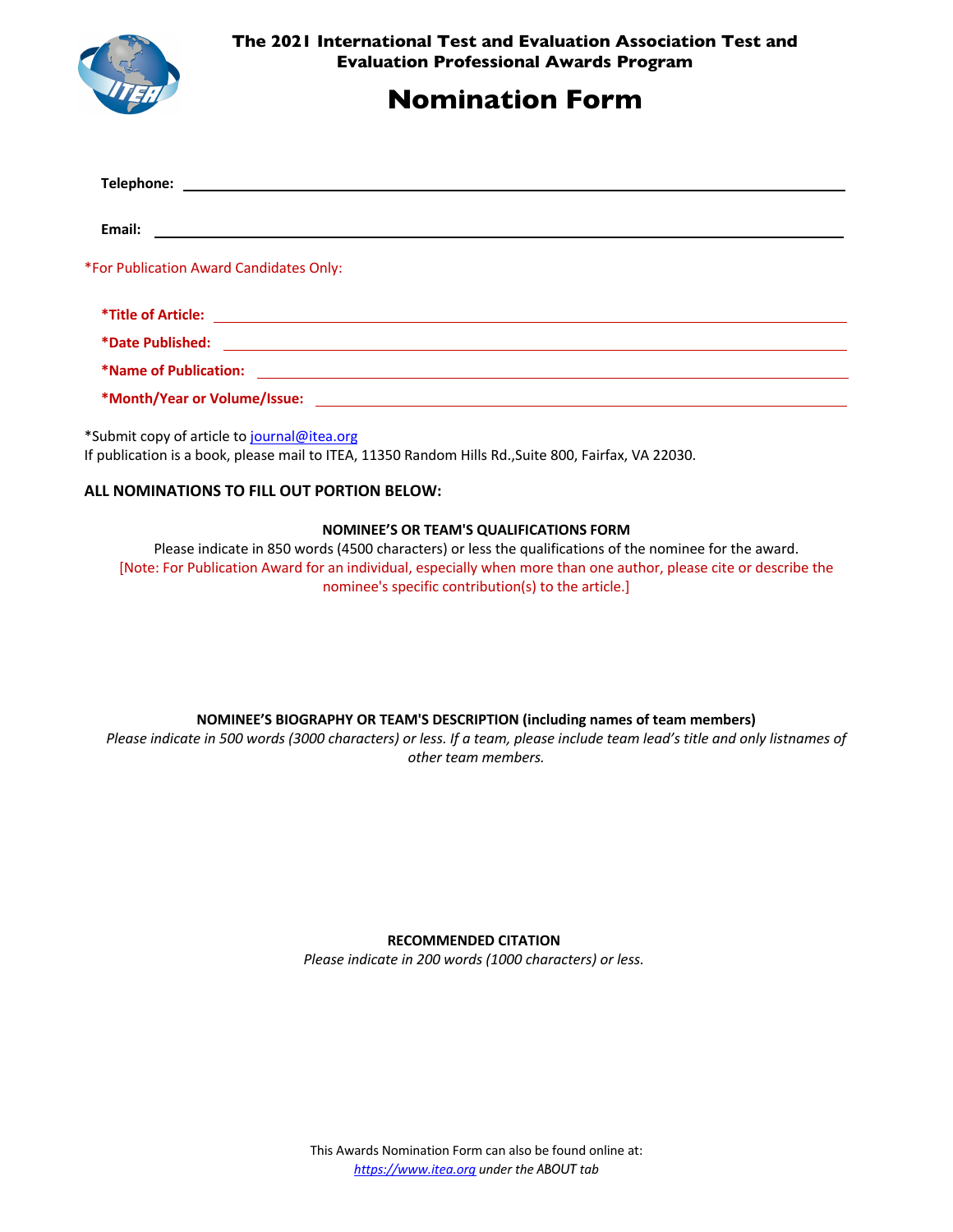**The 2021 International Test and Evaluation Association Test and Evaluation Professional Awards Program**

# Nomination Form

**Telephone:** \_\_\_\_\_\_\_\_\_\_\_\_\_\_\_\_\_\_\_\_\_\_\_\_\_\_\_\_\_\_\_\_\_\_\_\_\_\_\_\_

**Email:** \_\_\_\_\_\_\_\_\_\_\_\_\_\_\_\_\_\_\_\_\_\_\_\_\_\_\_\_\_\_\_\_\_\_\_\_\_\_\_\_

*For Publication Award Candidates Only:

**\*Title of Article:** \_\_\_\_\_\_\_\_\_\_\_\_\_\_\_\_\_\_\_\_\_\_\_\_\_\_\_\_\_\_\_\_\_\_\_\_\_\_\_\_

**\*Date Published:** \_\_\_\_\_\_\_\_\_\_\_\_\_\_\_\_\_\_\_\_\_\_\_\_\_\_\_\_\_\_\_\_\_\_\_\_\_\_\_\_

**\*Name of Publication:** \_\_\_\_\_\_\_\_\_\_\_\_\_\_\_\_\_\_\_\_\_\_\_\_\_\_\_\_\_\_\_\_\_\_\_\_\_\_\_\_

**\*Month/Year or Volume/Issue:** \_\_\_\_\_\_\_\_\_\_\_\_\_\_\_\_\_\_\_\_\_\_\_\_\_\_\_\_\_\_\_\_\_\_\_\_\_\_\_\_

*Submit copy of article to journal@itea.org
If publication is a book, please mail to ITEA, 11350 Random Hills Rd.,Suite 800, Fairfax, VA 22030.

**ALL NOMINATIONS TO FILL OUT PORTION BELOW:**

**NOMINEE'S OR TEAM'S QUALIFICATIONS FORM**

Please indicate in 850 words (4500 characters) or less the qualifications of the nominee for the award.
[Note: For Publication Award for an individual, especially when more than one author, please cite or describe the nominee's specific contribution(s) to the article.]

**NOMINEE'S BIOGRAPHY OR TEAM'S DESCRIPTION (including names of team members)**

*Please indicate in 500 words (3000 characters) or less. If a team, please include team lead's title and only listnames of other team members.*

**RECOMMENDED CITATION**

*Please indicate in 200 words (1000 characters) or less.*

This Awards Nomination Form can also be found online at:
*https://www.itea.org under the ABOUT tab*